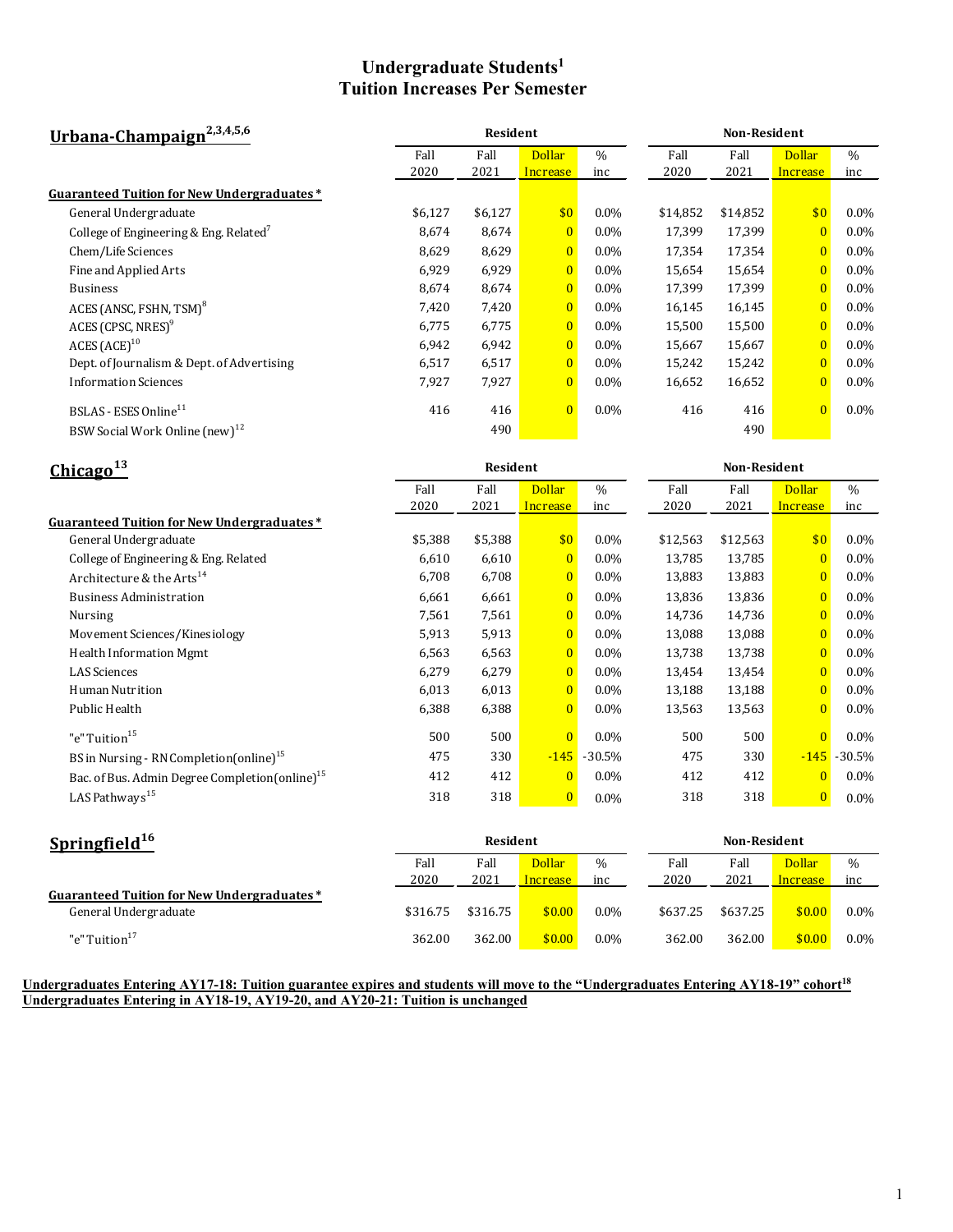# Undergraduate Students[1]
## Tuition Increases Per Semester

## Urbana-Champaign[2,3,4,5,6]

| | Resident | | | | Non-Resident | | | |
|---|---|---|---|---|---|---|---|---|
| | Fall 2020 | Fall 2021 | Dollar Increase | % inc | Fall 2020 | Fall 2021 | Dollar Increase | % inc |
| **Guaranteed Tuition for New Undergraduates *** | | | | | | | | |
| General Undergraduate | $6,127 | $6,127 | $0 | 0.0% | $14,852 | $14,852 | $0 | 0.0% |
| College of Engineering & Eng. Related[7] | 8,674 | 8,674 | 0 | 0.0% | 17,399 | 17,399 | 0 | 0.0% |
| Chem/Life Sciences | 8,629 | 8,629 | 0 | 0.0% | 17,354 | 17,354 | 0 | 0.0% |
| Fine and Applied Arts | 6,929 | 6,929 | 0 | 0.0% | 15,654 | 15,654 | 0 | 0.0% |
| Business | 8,674 | 8,674 | 0 | 0.0% | 17,399 | 17,399 | 0 | 0.0% |
| ACES (ANSC, FSHN, TSM)[8] | 7,420 | 7,420 | 0 | 0.0% | 16,145 | 16,145 | 0 | 0.0% |
| ACES (CPSC, NRES)[9] | 6,775 | 6,775 | 0 | 0.0% | 15,500 | 15,500 | 0 | 0.0% |
| ACES (ACE)[10] | 6,942 | 6,942 | 0 | 0.0% | 15,667 | 15,667 | 0 | 0.0% |
| Dept. of Journalism & Dept. of Advertising | 6,517 | 6,517 | 0 | 0.0% | 15,242 | 15,242 | 0 | 0.0% |
| Information Sciences | 7,927 | 7,927 | 0 | 0.0% | 16,652 | 16,652 | 0 | 0.0% |
| BSLAS - ESES Online[11] | 416 | 416 | 0 | 0.0% | 416 | 416 | 0 | 0.0% |
| BSW Social Work Online (new)[12] | | 490 | | | | 490 | | |

## Chicago[13]

| | Resident | | | | Non-Resident | | | |
|---|---|---|---|---|---|---|---|---|
| | Fall 2020 | Fall 2021 | Dollar Increase | % inc | Fall 2020 | Fall 2021 | Dollar Increase | % inc |
| **Guaranteed Tuition for New Undergraduates *** | | | | | | | | |
| General Undergraduate | $5,388 | $5,388 | $0 | 0.0% | $12,563 | $12,563 | $0 | 0.0% |
| College of Engineering & Eng. Related | 6,610 | 6,610 | 0 | 0.0% | 13,785 | 13,785 | 0 | 0.0% |
| Architecture & the Arts[14] | 6,708 | 6,708 | 0 | 0.0% | 13,883 | 13,883 | 0 | 0.0% |
| Business Administration | 6,661 | 6,661 | 0 | 0.0% | 13,836 | 13,836 | 0 | 0.0% |
| Nursing | 7,561 | 7,561 | 0 | 0.0% | 14,736 | 14,736 | 0 | 0.0% |
| Movement Sciences/Kinesiology | 5,913 | 5,913 | 0 | 0.0% | 13,088 | 13,088 | 0 | 0.0% |
| Health Information Mgmt | 6,563 | 6,563 | 0 | 0.0% | 13,738 | 13,738 | 0 | 0.0% |
| LAS Sciences | 6,279 | 6,279 | 0 | 0.0% | 13,454 | 13,454 | 0 | 0.0% |
| Human Nutrition | 6,013 | 6,013 | 0 | 0.0% | 13,188 | 13,188 | 0 | 0.0% |
| Public Health | 6,388 | 6,388 | 0 | 0.0% | 13,563 | 13,563 | 0 | 0.0% |
| "e" Tuition[15] | 500 | 500 | 0 | 0.0% | 500 | 500 | 0 | 0.0% |
| BS in Nursing - RN Completion(online)[15] | 475 | 330 | -145 | -30.5% | 475 | 330 | -145 | -30.5% |
| Bac. of Bus. Admin Degree Completion(online)[15] | 412 | 412 | 0 | 0.0% | 412 | 412 | 0 | 0.0% |
| LAS Pathways[15] | 318 | 318 | 0 | 0.0% | 318 | 318 | 0 | 0.0% |

## Springfield[16]

| | Resident | | | | Non-Resident | | | |
|---|---|---|---|---|---|---|---|---|
| | Fall 2020 | Fall 2021 | Dollar Increase | % inc | Fall 2020 | Fall 2021 | Dollar Increase | % inc |
| **Guaranteed Tuition for New Undergraduates *** | | | | | | | | |
| General Undergraduate | $316.75 | $316.75 | $0.00 | 0.0% | $637.25 | $637.25 | $0.00 | 0.0% |
| "e" Tuition[17] | 362.00 | 362.00 | $0.00 | 0.0% | 362.00 | 362.00 | $0.00 | 0.0% |

**Undergraduates Entering AY17-18: Tuition guarantee expires and students will move to the "Undergraduates Entering AY18-19" cohort[18]**
**Undergraduates Entering in AY18-19, AY19-20, and AY20-21: Tuition is unchanged**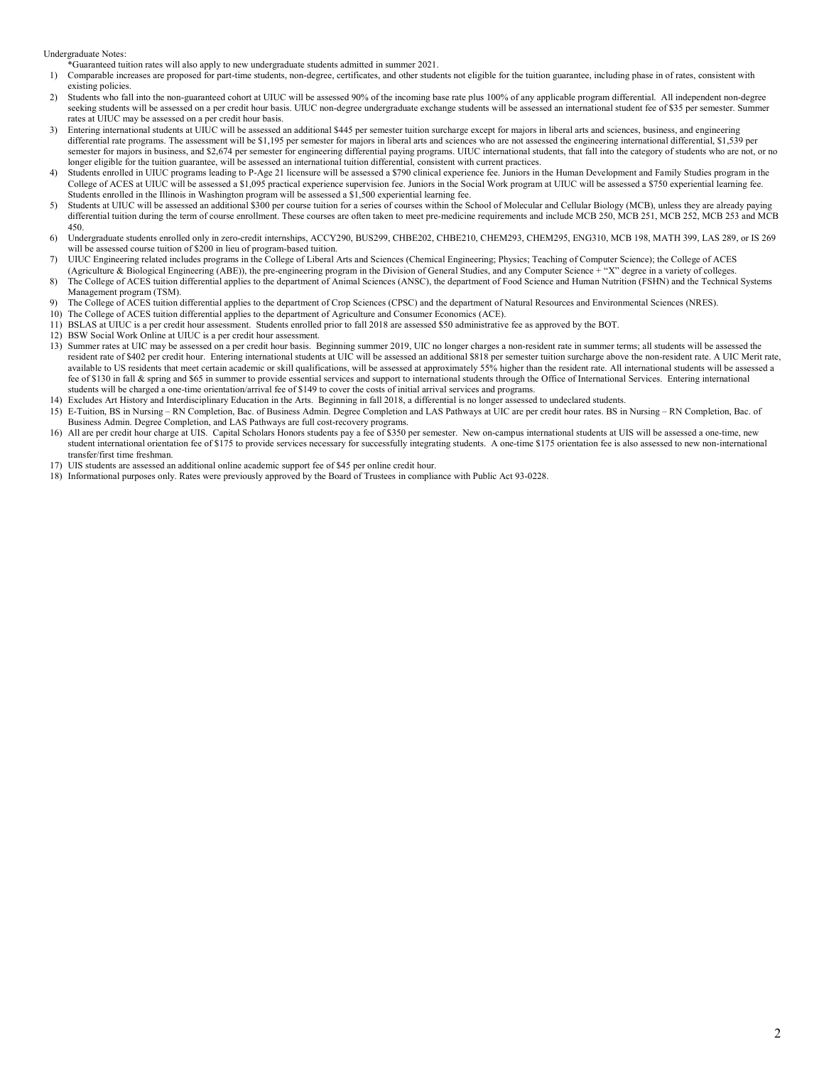Undergraduate Notes:

*Guaranteed tuition rates will also apply to new undergraduate students admitted in summer 2021.

1) Comparable increases are proposed for part-time students, non-degree, certificates, and other students not eligible for the tuition guarantee, including phase in of rates, consistent with existing policies.
2) Students who fall into the non-guaranteed cohort at UIUC will be assessed 90% of the incoming base rate plus 100% of any applicable program differential. All independent non-degree seeking students will be assessed on a per credit hour basis. UIUC non-degree undergraduate exchange students will be assessed an international student fee of $35 per semester. Summer rates at UIUC may be assessed on a per credit hour basis.
3) Entering international students at UIUC will be assessed an additional $445 per semester tuition surcharge except for majors in liberal arts and sciences, business, and engineering differential rate programs. The assessment will be $1,195 per semester for majors in liberal arts and sciences who are not assessed the engineering international differential, $1,539 per semester for majors in business, and $2,674 per semester for engineering differential paying programs. UIUC international students, that fall into the category of students who are not, or no longer eligible for the tuition guarantee, will be assessed an international tuition differential, consistent with current practices.
4) Students enrolled in UIUC programs leading to P-Age 21 licensure will be assessed a $790 clinical experience fee. Juniors in the Human Development and Family Studies program in the College of ACES at UIUC will be assessed a $1,095 practical experience supervision fee. Juniors in the Social Work program at UIUC will be assessed a $750 experiential learning fee. Students enrolled in the Illinois in Washington program will be assessed a $1,500 experiential learning fee.
5) Students at UIUC will be assessed an additional $300 per course tuition for a series of courses within the School of Molecular and Cellular Biology (MCB), unless they are already paying differential tuition during the term of course enrollment. These courses are often taken to meet pre-medicine requirements and include MCB 250, MCB 251, MCB 252, MCB 253 and MCB 450.
6) Undergraduate students enrolled only in zero-credit internships, ACCY290, BUS299, CHBE202, CHBE210, CHEM293, CHEM295, ENG310, MCB 198, MATH 399, LAS 289, or IS 269 will be assessed course tuition of $200 in lieu of program-based tuition.
7) UIUC Engineering related includes programs in the College of Liberal Arts and Sciences (Chemical Engineering; Physics; Teaching of Computer Science); the College of ACES (Agriculture & Biological Engineering (ABE)), the pre-engineering program in the Division of General Studies, and any Computer Science + "X" degree in a variety of colleges.
8) The College of ACES tuition differential applies to the department of Animal Sciences (ANSC), the department of Food Science and Human Nutrition (FSHN) and the Technical Systems Management program (TSM).
9) The College of ACES tuition differential applies to the department of Crop Sciences (CPSC) and the department of Natural Resources and Environmental Sciences (NRES).
10) The College of ACES tuition differential applies to the department of Agriculture and Consumer Economics (ACE).
11) BSLAS at UIUC is a per credit hour assessment. Students enrolled prior to fall 2018 are assessed $50 administrative fee as approved by the BOT.
12) BSW Social Work Online at UIUC is a per credit hour assessment.
13) Summer rates at UIC may be assessed on a per credit hour basis. Beginning summer 2019, UIC no longer charges a non-resident rate in summer terms; all students will be assessed the resident rate of $402 per credit hour. Entering international students at UIC will be assessed an additional $818 per semester tuition surcharge above the non-resident rate. A UIC Merit rate, available to US residents that meet certain academic or skill qualifications, will be assessed at approximately 55% higher than the resident rate. All international students will be assessed a fee of $130 in fall & spring and $65 in summer to provide essential services and support to international students through the Office of International Services. Entering international students will be charged a one-time orientation/arrival fee of $149 to cover the costs of initial arrival services and programs.
14) Excludes Art History and Interdisciplinary Education in the Arts. Beginning in fall 2018, a differential is no longer assessed to undeclared students.
15) E-Tuition, BS in Nursing – RN Completion, Bac. of Business Admin. Degree Completion and LAS Pathways at UIC are per credit hour rates. BS in Nursing – RN Completion, Bac. of Business Admin. Degree Completion, and LAS Pathways are full cost-recovery programs.
16) All are per credit hour charge at UIS. Capital Scholars Honors students pay a fee of $350 per semester. New on-campus international students at UIS will be assessed a one-time, new student international orientation fee of $175 to provide services necessary for successfully integrating students. A one-time $175 orientation fee is also assessed to new non-international transfer/first time freshman.
17) UIS students are assessed an additional online academic support fee of $45 per online credit hour.
18) Informational purposes only. Rates were previously approved by the Board of Trustees in compliance with Public Act 93-0228.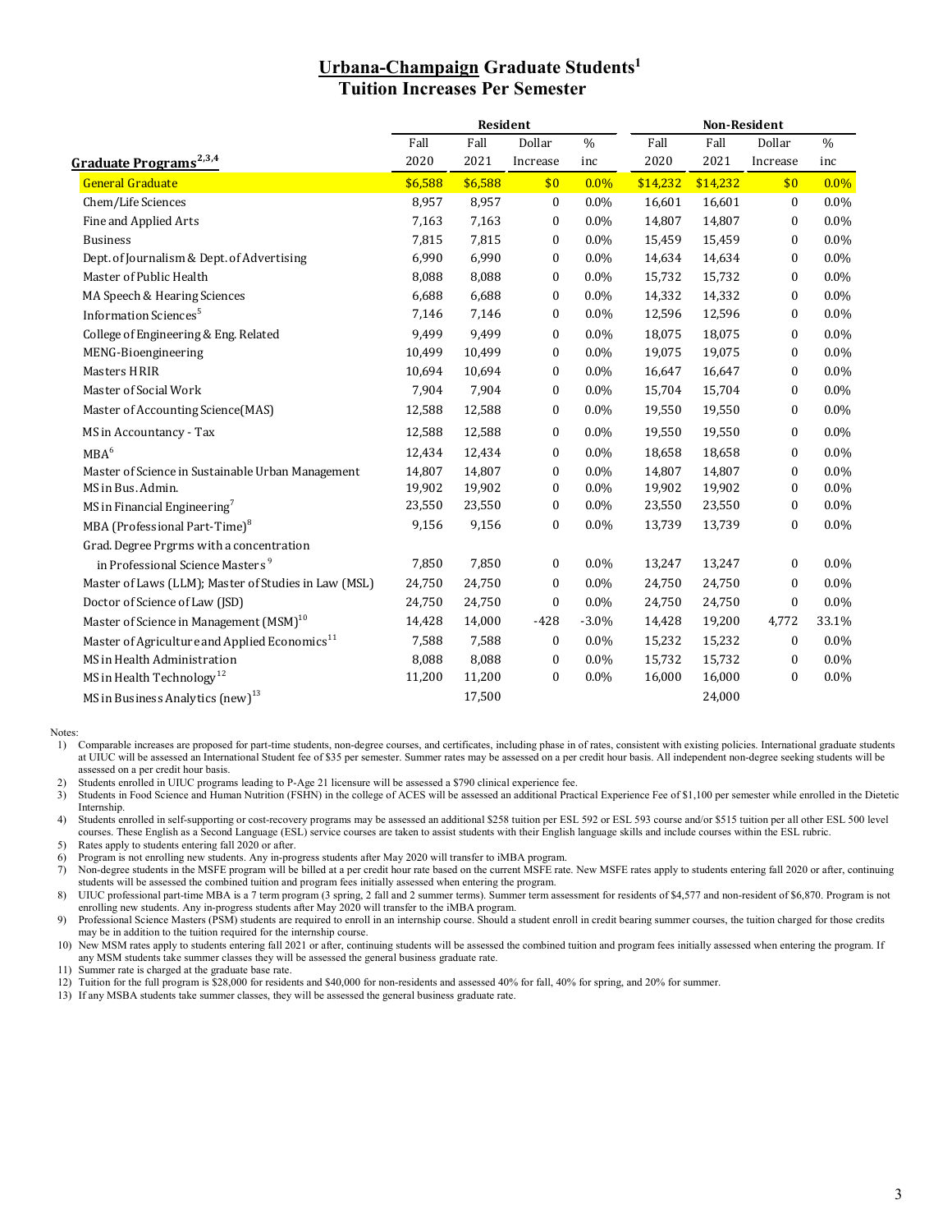# Urbana-Champaign Graduate Students[1]
## Tuition Increases Per Semester

| Graduate Programs[2,3,4] | Resident | | | | Non-Resident | | | |
|---|---|---|---|---|---|---|---|---|
| | Fall 2020 | Fall 2021 | Dollar Increase | % inc | Fall 2020 | Fall 2021 | Dollar Increase | % inc |
| General Graduate | $6,588 | $6,588 | $0 | 0.0% | $14,232 | $14,232 | $0 | 0.0% |
| Chem/Life Sciences | 8,957 | 8,957 | 0 | 0.0% | 16,601 | 16,601 | 0 | 0.0% |
| Fine and Applied Arts | 7,163 | 7,163 | 0 | 0.0% | 14,807 | 14,807 | 0 | 0.0% |
| Business | 7,815 | 7,815 | 0 | 0.0% | 15,459 | 15,459 | 0 | 0.0% |
| Dept. of Journalism & Dept. of Advertising | 6,990 | 6,990 | 0 | 0.0% | 14,634 | 14,634 | 0 | 0.0% |
| Master of Public Health | 8,088 | 8,088 | 0 | 0.0% | 15,732 | 15,732 | 0 | 0.0% |
| MA Speech & Hearing Sciences | 6,688 | 6,688 | 0 | 0.0% | 14,332 | 14,332 | 0 | 0.0% |
| Information Sciences[5] | 7,146 | 7,146 | 0 | 0.0% | 12,596 | 12,596 | 0 | 0.0% |
| College of Engineering & Eng. Related | 9,499 | 9,499 | 0 | 0.0% | 18,075 | 18,075 | 0 | 0.0% |
| MENG-Bioengineering | 10,499 | 10,499 | 0 | 0.0% | 19,075 | 19,075 | 0 | 0.0% |
| Masters HRIR | 10,694 | 10,694 | 0 | 0.0% | 16,647 | 16,647 | 0 | 0.0% |
| Master of Social Work | 7,904 | 7,904 | 0 | 0.0% | 15,704 | 15,704 | 0 | 0.0% |
| Master of Accounting Science(MAS) | 12,588 | 12,588 | 0 | 0.0% | 19,550 | 19,550 | 0 | 0.0% |
| MS in Accountancy - Tax | 12,588 | 12,588 | 0 | 0.0% | 19,550 | 19,550 | 0 | 0.0% |
| MBA[6] | 12,434 | 12,434 | 0 | 0.0% | 18,658 | 18,658 | 0 | 0.0% |
| Master of Science in Sustainable Urban Management | 14,807 | 14,807 | 0 | 0.0% | 14,807 | 14,807 | 0 | 0.0% |
| MS in Bus. Admin. | 19,902 | 19,902 | 0 | 0.0% | 19,902 | 19,902 | 0 | 0.0% |
| MS in Financial Engineering[7] | 23,550 | 23,550 | 0 | 0.0% | 23,550 | 23,550 | 0 | 0.0% |
| MBA (Professional Part-Time)[8] | 9,156 | 9,156 | 0 | 0.0% | 13,739 | 13,739 | 0 | 0.0% |
| Grad. Degree Prgrms with a concentration in Professional Science Masters[9] | 7,850 | 7,850 | 0 | 0.0% | 13,247 | 13,247 | 0 | 0.0% |
| Master of Laws (LLM); Master of Studies in Law (MSL) | 24,750 | 24,750 | 0 | 0.0% | 24,750 | 24,750 | 0 | 0.0% |
| Doctor of Science of Law (JSD) | 24,750 | 24,750 | 0 | 0.0% | 24,750 | 24,750 | 0 | 0.0% |
| Master of Science in Management (MSM)[10] | 14,428 | 14,000 | -428 | -3.0% | 14,428 | 19,200 | 4,772 | 33.1% |
| Master of Agriculture and Applied Economics[11] | 7,588 | 7,588 | 0 | 0.0% | 15,232 | 15,232 | 0 | 0.0% |
| MS in Health Administration | 8,088 | 8,088 | 0 | 0.0% | 15,732 | 15,732 | 0 | 0.0% |
| MS in Health Technology[12] | 11,200 | 11,200 | 0 | 0.0% | 16,000 | 16,000 | 0 | 0.0% |
| MS in Business Analytics (new)[13] | | 17,500 | | | | 24,000 | | |

Notes:

1) Comparable increases are proposed for part-time students, non-degree courses, and certificates, including phase in of rates, consistent with existing policies. International graduate students at UIUC will be assessed an International Student fee of $35 per semester. Summer rates may be assessed on a per credit hour basis. All independent non-degree seeking students will be assessed on a per credit hour basis.
2) Students enrolled in UIUC programs leading to P-Age 21 licensure will be assessed a $790 clinical experience fee.
3) Students in Food Science and Human Nutrition (FSHN) in the college of ACES will be assessed an additional Practical Experience Fee of $1,100 per semester while enrolled in the Dietetic Internship.
4) Students enrolled in self-supporting or cost-recovery programs may be assessed an additional $258 tuition per ESL 592 or ESL 593 course and/or $515 tuition per all other ESL 500 level courses. These English as a Second Language (ESL) service courses are taken to assist students with their English language skills and include courses within the ESL rubric.
5) Rates apply to students entering fall 2020 or after.
6) Program is not enrolling new students. Any in-progress students after May 2020 will transfer to iMBA program.
7) Non-degree students in the MSFE program will be billed at a per credit hour rate based on the current MSFE rate. New MSFE rates apply to students entering fall 2020 or after, continuing students will be assessed the combined tuition and program fees initially assessed when entering the program.
8) UIUC professional part-time MBA is a 7 term program (3 spring, 2 fall and 2 summer terms). Summer term assessment for residents of $4,577 and non-resident of $6,870. Program is not enrolling new students. Any in-progress students after May 2020 will transfer to the iMBA program.
9) Professional Science Masters (PSM) students are required to enroll in an internship course. Should a student enroll in credit bearing summer courses, the tuition charged for those credits may be in addition to the tuition required for the internship course.
10) New MSM rates apply to students entering fall 2021 or after, continuing students will be assessed the combined tuition and program fees initially assessed when entering the program. If any MSM students take summer classes they will be assessed the general business graduate rate.
11) Summer rate is charged at the graduate base rate.
12) Tuition for the full program is $28,000 for residents and $40,000 for non-residents and assessed 40% for fall, 40% for spring, and 20% for summer.
13) If any MSBA students take summer classes, they will be assessed the general business graduate rate.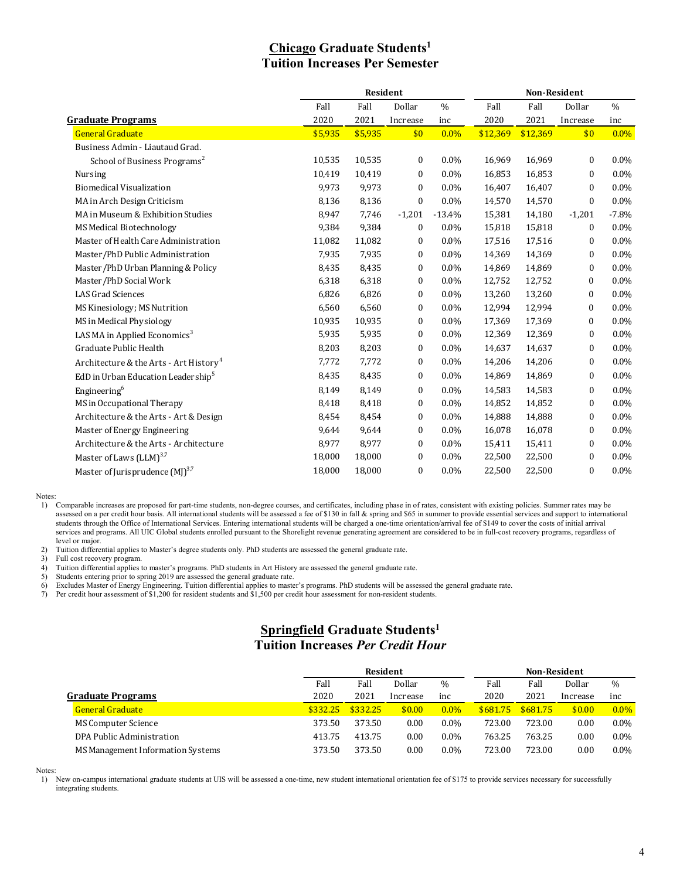## Chicago Graduate Students[1]
## Tuition Increases Per Semester

| Graduate Programs | Resident | | | | Non-Resident | | | |
|---|---|---|---|---|---|---|---|---|
| | Fall 2020 | Fall 2021 | Dollar Increase | % inc | Fall 2020 | Fall 2021 | Dollar Increase | % inc |
| General Graduate | $5,935 | $5,935 | $0 | 0.0% | $12,369 | $12,369 | $0 | 0.0% |
| Business Admin - Liautaud Grad. School of Business Programs[2] | 10,535 | 10,535 | 0 | 0.0% | 16,969 | 16,969 | 0 | 0.0% |
| Nursing | 10,419 | 10,419 | 0 | 0.0% | 16,853 | 16,853 | 0 | 0.0% |
| Biomedical Visualization | 9,973 | 9,973 | 0 | 0.0% | 16,407 | 16,407 | 0 | 0.0% |
| MA in Arch Design Criticism | 8,136 | 8,136 | 0 | 0.0% | 14,570 | 14,570 | 0 | 0.0% |
| MA in Museum & Exhibition Studies | 8,947 | 7,746 | -1,201 | -13.4% | 15,381 | 14,180 | -1,201 | -7.8% |
| MS Medical Biotechnology | 9,384 | 9,384 | 0 | 0.0% | 15,818 | 15,818 | 0 | 0.0% |
| Master of Health Care Administration | 11,082 | 11,082 | 0 | 0.0% | 17,516 | 17,516 | 0 | 0.0% |
| Master/PhD Public Administration | 7,935 | 7,935 | 0 | 0.0% | 14,369 | 14,369 | 0 | 0.0% |
| Master /PhD Urban Planning & Policy | 8,435 | 8,435 | 0 | 0.0% | 14,869 | 14,869 | 0 | 0.0% |
| Master /PhD Social Work | 6,318 | 6,318 | 0 | 0.0% | 12,752 | 12,752 | 0 | 0.0% |
| LAS Grad Sciences | 6,826 | 6,826 | 0 | 0.0% | 13,260 | 13,260 | 0 | 0.0% |
| MS Kinesiology; MS Nutrition | 6,560 | 6,560 | 0 | 0.0% | 12,994 | 12,994 | 0 | 0.0% |
| MS in Medical Physiology | 10,935 | 10,935 | 0 | 0.0% | 17,369 | 17,369 | 0 | 0.0% |
| LAS MA in Applied Economics[3] | 5,935 | 5,935 | 0 | 0.0% | 12,369 | 12,369 | 0 | 0.0% |
| Graduate Public Health | 8,203 | 8,203 | 0 | 0.0% | 14,637 | 14,637 | 0 | 0.0% |
| Architecture & the Arts - Art History[4] | 7,772 | 7,772 | 0 | 0.0% | 14,206 | 14,206 | 0 | 0.0% |
| EdD in Urban Education Leadership[5] | 8,435 | 8,435 | 0 | 0.0% | 14,869 | 14,869 | 0 | 0.0% |
| Engineering[6] | 8,149 | 8,149 | 0 | 0.0% | 14,583 | 14,583 | 0 | 0.0% |
| MS in Occupational Therapy | 8,418 | 8,418 | 0 | 0.0% | 14,852 | 14,852 | 0 | 0.0% |
| Architecture & the Arts - Art & Design | 8,454 | 8,454 | 0 | 0.0% | 14,888 | 14,888 | 0 | 0.0% |
| Master of Energy Engineering | 9,644 | 9,644 | 0 | 0.0% | 16,078 | 16,078 | 0 | 0.0% |
| Architecture & the Arts - Architecture | 8,977 | 8,977 | 0 | 0.0% | 15,411 | 15,411 | 0 | 0.0% |
| Master of Laws (LLM)[3,7] | 18,000 | 18,000 | 0 | 0.0% | 22,500 | 22,500 | 0 | 0.0% |
| Master of Jurisprudence (MJ)[3,7] | 18,000 | 18,000 | 0 | 0.0% | 22,500 | 22,500 | 0 | 0.0% |

Notes:

1) Comparable increases are proposed for part-time students, non-degree courses, and certificates, including phase in of rates, consistent with existing policies. Summer rates may be assessed on a per credit hour basis. All international students will be assessed a fee of $130 in fall & spring and $65 in summer to provide essential services and support to international students through the Office of International Services. Entering international students will be charged a one-time orientation/arrival fee of $149 to cover the costs of initial arrival services and programs. All UIC Global students enrolled pursuant to the Shorelight revenue generating agreement are considered to be in full-cost recovery programs, regardless of level or major.
2) Tuition differential applies to Master's degree students only. PhD students are assessed the general graduate rate.
3) Full cost recovery program.
4) Tuition differential applies to master's programs. PhD students in Art History are assessed the general graduate rate.
5) Students entering prior to spring 2019 are assessed the general graduate rate.
6) Excludes Master of Energy Engineering. Tuition differential applies to master's programs. PhD students will be assessed the general graduate rate.
7) Per credit hour assessment of $1,200 for resident students and $1,500 per credit hour assessment for non-resident students.

## Springfield Graduate Students[1]
## Tuition Increases *Per Credit Hour*

| Graduate Programs | Resident | | | | Non-Resident | | | |
|---|---|---|---|---|---|---|---|---|
| | Fall 2020 | Fall 2021 | Dollar Increase | % inc | Fall 2020 | Fall 2021 | Dollar Increase | % inc |
| General Graduate | $332.25 | $332.25 | $0.00 | 0.0% | $681.75 | $681.75 | $0.00 | 0.0% |
| MS Computer Science | 373.50 | 373.50 | 0.00 | 0.0% | 723.00 | 723.00 | 0.00 | 0.0% |
| DPA Public Administration | 413.75 | 413.75 | 0.00 | 0.0% | 763.25 | 763.25 | 0.00 | 0.0% |
| MS Management Information Systems | 373.50 | 373.50 | 0.00 | 0.0% | 723.00 | 723.00 | 0.00 | 0.0% |

Notes:

1) New on-campus international graduate students at UIS will be assessed a one-time, new student international orientation fee of $175 to provide services necessary for successfully integrating students.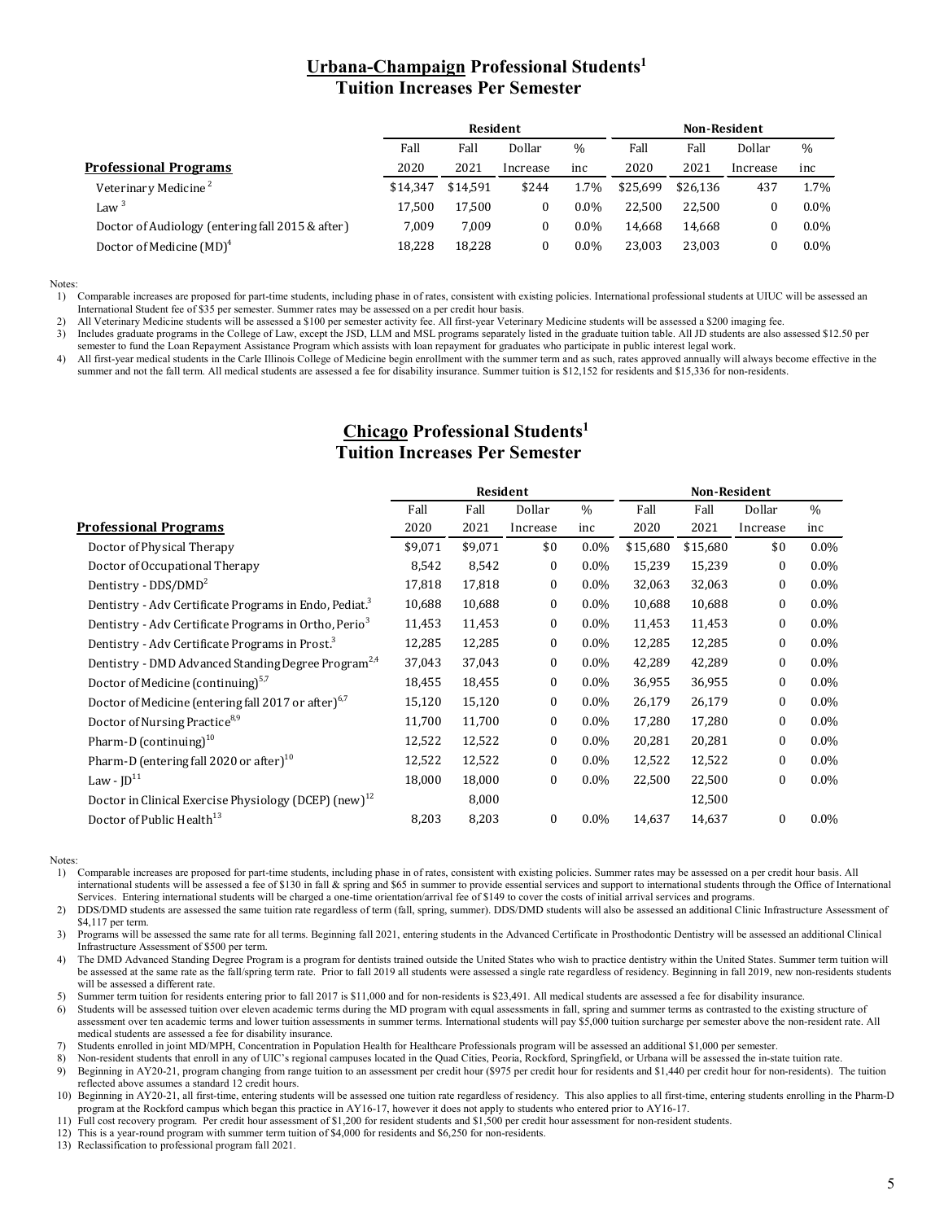## Urbana-Champaign Professional Students[1]
## Tuition Increases Per Semester

| Professional Programs | Resident | | | | Non-Resident | | | |
|---|---|---|---|---|---|---|---|---|
| | Fall 2020 | Fall 2021 | Dollar Increase | % inc | Fall 2020 | Fall 2021 | Dollar Increase | % inc |
| Veterinary Medicine[2] | $14,347 | $14,591 | $244 | 1.7% | $25,699 | $26,136 | 437 | 1.7% |
| Law[3] | 17,500 | 17,500 | 0 | 0.0% | 22,500 | 22,500 | 0 | 0.0% |
| Doctor of Audiology (entering fall 2015 & after) | 7,009 | 7,009 | 0 | 0.0% | 14,668 | 14,668 | 0 | 0.0% |
| Doctor of Medicine (MD)[4] | 18,228 | 18,228 | 0 | 0.0% | 23,003 | 23,003 | 0 | 0.0% |

Notes:
1) Comparable increases are proposed for part-time students, including phase in of rates, consistent with existing policies. International professional students at UIUC will be assessed an International Student fee of $35 per semester. Summer rates may be assessed on a per credit hour basis.
2) All Veterinary Medicine students will be assessed a $100 per semester activity fee. All first-year Veterinary Medicine students will be assessed a $200 imaging fee.
3) Includes graduate programs in the College of Law, except the JSD, LLM and MSL programs separately listed in the graduate tuition table. All JD students are also assessed $12.50 per semester to fund the Loan Repayment Assistance Program which assists with loan repayment for graduates who participate in public interest legal work.
4) All first-year medical students in the Carle Illinois College of Medicine begin enrollment with the summer term and as such, rates approved annually will always become effective in the summer and not the fall term. All medical students are assessed a fee for disability insurance. Summer tuition is $12,152 for residents and $15,336 for non-residents.

## Chicago Professional Students[1]
## Tuition Increases Per Semester

| Professional Programs | Resident | | | | Non-Resident | | | |
|---|---|---|---|---|---|---|---|---|
| | Fall 2020 | Fall 2021 | Dollar Increase | % inc | Fall 2020 | Fall 2021 | Dollar Increase | % inc |
| Doctor of Physical Therapy | $9,071 | $9,071 | $0 | 0.0% | $15,680 | $15,680 | $0 | 0.0% |
| Doctor of Occupational Therapy | 8,542 | 8,542 | 0 | 0.0% | 15,239 | 15,239 | 0 | 0.0% |
| Dentistry - DDS/DMD[2] | 17,818 | 17,818 | 0 | 0.0% | 32,063 | 32,063 | 0 | 0.0% |
| Dentistry - Adv Certificate Programs in Endo, Pediat.[3] | 10,688 | 10,688 | 0 | 0.0% | 10,688 | 10,688 | 0 | 0.0% |
| Dentistry - Adv Certificate Programs in Ortho, Perio[3] | 11,453 | 11,453 | 0 | 0.0% | 11,453 | 11,453 | 0 | 0.0% |
| Dentistry - Adv Certificate Programs in Prost.[3] | 12,285 | 12,285 | 0 | 0.0% | 12,285 | 12,285 | 0 | 0.0% |
| Dentistry - DMD Advanced Standing Degree Program[2,4] | 37,043 | 37,043 | 0 | 0.0% | 42,289 | 42,289 | 0 | 0.0% |
| Doctor of Medicine (continuing)[5,7] | 18,455 | 18,455 | 0 | 0.0% | 36,955 | 36,955 | 0 | 0.0% |
| Doctor of Medicine (entering fall 2017 or after)[6,7] | 15,120 | 15,120 | 0 | 0.0% | 26,179 | 26,179 | 0 | 0.0% |
| Doctor of Nursing Practice[8,9] | 11,700 | 11,700 | 0 | 0.0% | 17,280 | 17,280 | 0 | 0.0% |
| Pharm-D (continuing)[10] | 12,522 | 12,522 | 0 | 0.0% | 20,281 | 20,281 | 0 | 0.0% |
| Pharm-D (entering fall 2020 or after)[10] | 12,522 | 12,522 | 0 | 0.0% | 12,522 | 12,522 | 0 | 0.0% |
| Law - JD[11] | 18,000 | 18,000 | 0 | 0.0% | 22,500 | 22,500 | 0 | 0.0% |
| Doctor in Clinical Exercise Physiology (DCEP) (new)[12] | | 8,000 | | | | 12,500 | | |
| Doctor of Public Health[13] | 8,203 | 8,203 | 0 | 0.0% | 14,637 | 14,637 | 0 | 0.0% |

Notes:
1) Comparable increases are proposed for part-time students, including phase in of rates, consistent with existing policies. Summer rates may be assessed on a per credit hour basis. All international students will be assessed a fee of $130 in fall & spring and $65 in summer to provide essential services and support to international students through the Office of International Services. Entering international students will be charged a one-time orientation/arrival fee of $149 to cover the costs of initial arrival services and programs.
2) DDS/DMD students are assessed the same tuition rate regardless of term (fall, spring, summer). DDS/DMD students will also be assessed an additional Clinic Infrastructure Assessment of $4,117 per term.
3) Programs will be assessed the same rate for all terms. Beginning fall 2021, entering students in the Advanced Certificate in Prosthodontic Dentistry will be assessed an additional Clinical Infrastructure Assessment of $500 per term.
4) The DMD Advanced Standing Degree Program is a program for dentists trained outside the United States who wish to practice dentistry within the United States. Summer term tuition will be assessed at the same rate as the fall/spring term rate. Prior to fall 2019 all students were assessed a single rate regardless of residency. Beginning in fall 2019, new non-residents students will be assessed a different rate.
5) Summer term tuition for residents entering prior to fall 2017 is $11,000 and for non-residents is $23,491. All medical students are assessed a fee for disability insurance.
6) Students will be assessed tuition over eleven academic terms during the MD program with equal assessments in fall, spring and summer terms as contrasted to the existing structure of assessment over ten academic terms and lower tuition assessments in summer terms. International students will pay $5,000 tuition surcharge per semester above the non-resident rate. All medical students are assessed a fee for disability insurance.
7) Students enrolled in joint MD/MPH, Concentration in Population Health for Healthcare Professionals program will be assessed an additional $1,000 per semester.
8) Non-resident students that enroll in any of UIC's regional campuses located in the Quad Cities, Peoria, Rockford, Springfield, or Urbana will be assessed the in-state tuition rate.
9) Beginning in AY20-21, program changing from range tuition to an assessment per credit hour ($975 per credit hour for residents and $1,440 per credit hour for non-residents). The tuition reflected above assumes a standard 12 credit hours.
10) Beginning in AY20-21, all first-time, entering students will be assessed one tuition rate regardless of residency. This also applies to all first-time, entering students enrolling in the Pharm-D program at the Rockford campus which began this practice in AY16-17, however it does not apply to students who entered prior to AY16-17.
11) Full cost recovery program. Per credit hour assessment of $1,200 for resident students and $1,500 per credit hour assessment for non-resident students.
12) This is a year-round program with summer term tuition of $4,000 for residents and $6,250 for non-residents.
13) Reclassification to professional program fall 2021.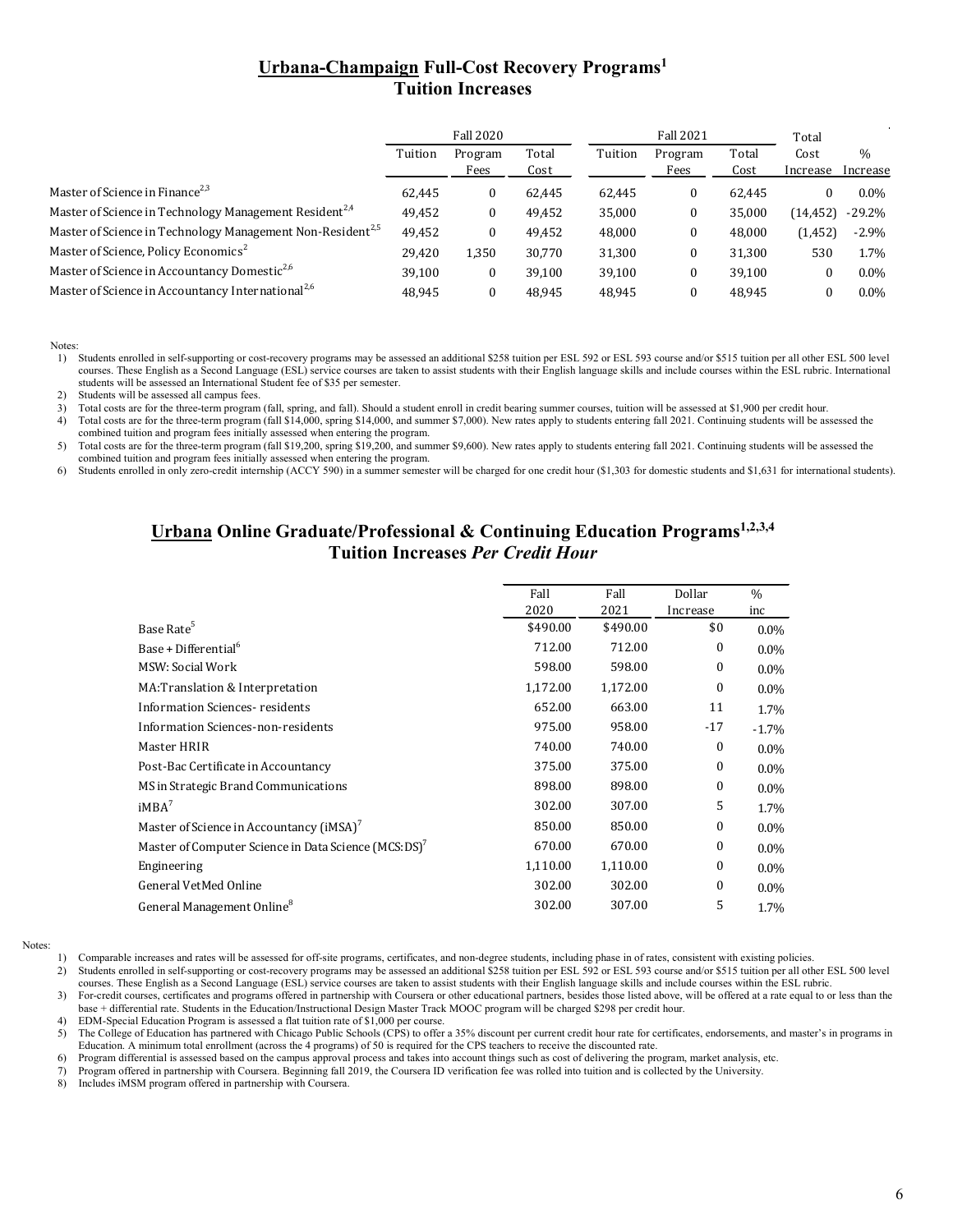## Urbana-Champaign Full-Cost Recovery Programs[1]
## Tuition Increases

| | Fall 2020 | | | Fall 2021 | | | Total | |
|---|---|---|---|---|---|---|---|---|
| | Tuition | Program Fees | Total Cost | Tuition | Program Fees | Total Cost | Cost Increase | % Increase |
| Master of Science in Finance[2,3] | 62,445 | 0 | 62,445 | 62,445 | 0 | 62,445 | 0 | 0.0% |
| Master of Science in Technology Management Resident[2,4] | 49,452 | 0 | 49,452 | 35,000 | 0 | 35,000 | (14,452) | -29.2% |
| Master of Science in Technology Management Non-Resident[2,5] | 49,452 | 0 | 49,452 | 48,000 | 0 | 48,000 | (1,452) | -2.9% |
| Master of Science, Policy Economics[2] | 29,420 | 1,350 | 30,770 | 31,300 | 0 | 31,300 | 530 | 1.7% |
| Master of Science in Accountancy Domestic[2,6] | 39,100 | 0 | 39,100 | 39,100 | 0 | 39,100 | 0 | 0.0% |
| Master of Science in Accountancy International[2,6] | 48,945 | 0 | 48,945 | 48,945 | 0 | 48,945 | 0 | 0.0% |

Notes:

1) Students enrolled in self-supporting or cost-recovery programs may be assessed an additional $258 tuition per ESL 592 or ESL 593 course and/or $515 tuition per all other ESL 500 level courses. These English as a Second Language (ESL) service courses are taken to assist students with their English language skills and include courses within the ESL rubric. International students will be assessed an International Student fee of $35 per semester.
2) Students will be assessed all campus fees.
3) Total costs are for the three-term program (fall, spring, and fall). Should a student enroll in credit bearing summer courses, tuition will be assessed at $1,900 per credit hour.
4) Total costs are for the three-term program (fall $14,000, spring $14,000, and summer $7,000). New rates apply to students entering fall 2021. Continuing students will be assessed the combined tuition and program fees initially assessed when entering the program.
5) Total costs are for the three-term program (fall $19,200, spring $19,200, and summer $9,600). New rates apply to students entering fall 2021. Continuing students will be assessed the combined tuition and program fees initially assessed when entering the program.
6) Students enrolled in only zero-credit internship (ACCY 590) in a summer semester will be charged for one credit hour ($1,303 for domestic students and $1,631 for international students).

## Urbana Online Graduate/Professional & Continuing Education Programs[1,2,3,4]
## Tuition Increases *Per Credit Hour*

| | Fall 2020 | Fall 2021 | Dollar Increase | % inc |
|---|---|---|---|---|
| Base Rate[5] | $490.00 | $490.00 | $0 | 0.0% |
| Base + Differential[6] | 712.00 | 712.00 | 0 | 0.0% |
| MSW: Social Work | 598.00 | 598.00 | 0 | 0.0% |
| MA:Translation & Interpretation | 1,172.00 | 1,172.00 | 0 | 0.0% |
| Information Sciences- residents | 652.00 | 663.00 | 11 | 1.7% |
| Information Sciences-non-residents | 975.00 | 958.00 | -17 | -1.7% |
| Master HRIR | 740.00 | 740.00 | 0 | 0.0% |
| Post-Bac Certificate in Accountancy | 375.00 | 375.00 | 0 | 0.0% |
| MS in Strategic Brand Communications | 898.00 | 898.00 | 0 | 0.0% |
| iMBA[7] | 302.00 | 307.00 | 5 | 1.7% |
| Master of Science in Accountancy (iMSA)[7] | 850.00 | 850.00 | 0 | 0.0% |
| Master of Computer Science in Data Science (MCS:DS)[7] | 670.00 | 670.00 | 0 | 0.0% |
| Engineering | 1,110.00 | 1,110.00 | 0 | 0.0% |
| General VetMed Online | 302.00 | 302.00 | 0 | 0.0% |
| General Management Online[8] | 302.00 | 307.00 | 5 | 1.7% |

Notes:

1) Comparable increases and rates will be assessed for off-site programs, certificates, and non-degree students, including phase in of rates, consistent with existing policies.
2) Students enrolled in self-supporting or cost-recovery programs may be assessed an additional $258 tuition per ESL 592 or ESL 593 course and/or $515 tuition per all other ESL 500 level courses. These English as a Second Language (ESL) service courses are taken to assist students with their English language skills and include courses within the ESL rubric.
3) For-credit courses, certificates and programs offered in partnership with Coursera or other educational partners, besides those listed above, will be offered at a rate equal to or less than the base + differential rate. Students in the Education/Instructional Design Master Track MOOC program will be charged $298 per credit hour.
4) EDM-Special Education Program is assessed a flat tuition rate of $1,000 per course.
5) The College of Education has partnered with Chicago Public Schools (CPS) to offer a 35% discount per current credit hour rate for certificates, endorsements, and master's in programs in Education. A minimum total enrollment (across the 4 programs) of 50 is required for the CPS teachers to receive the discounted rate.
6) Program differential is assessed based on the campus approval process and takes into account things such as cost of delivering the program, market analysis, etc.
7) Program offered in partnership with Coursera. Beginning fall 2019, the Coursera ID verification fee was rolled into tuition and is collected by the University.
8) Includes iMSM program offered in partnership with Coursera.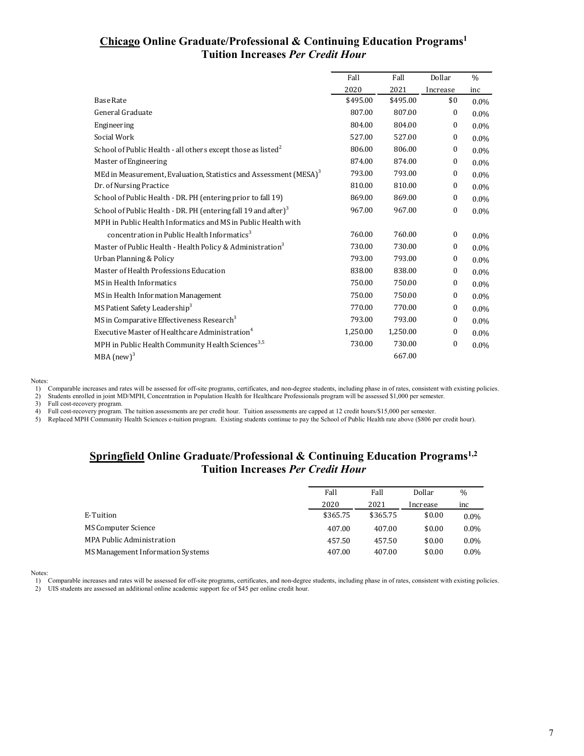## **Chicago** Online Graduate/Professional & Continuing Education Programs[1]
## Tuition Increases *Per Credit Hour*

| | Fall 2020 | Fall 2021 | Dollar Increase | % inc |
|---|---|---|---|---|
| Base Rate | $495.00 | $495.00 | $0 | 0.0% |
| General Graduate | 807.00 | 807.00 | 0 | 0.0% |
| Engineering | 804.00 | 804.00 | 0 | 0.0% |
| Social Work | 527.00 | 527.00 | 0 | 0.0% |
| School of Public Health - all others except those as listed[2] | 806.00 | 806.00 | 0 | 0.0% |
| Master of Engineering | 874.00 | 874.00 | 0 | 0.0% |
| MEd in Measurement, Evaluation, Statistics and Assessment (MESA)[3] | 793.00 | 793.00 | 0 | 0.0% |
| Dr. of Nursing Practice | 810.00 | 810.00 | 0 | 0.0% |
| School of Public Health - DR. PH (entering prior to fall 19) | 869.00 | 869.00 | 0 | 0.0% |
| School of Public Health - DR. PH (entering fall 19 and after)[3] | 967.00 | 967.00 | 0 | 0.0% |
| MPH in Public Health Informatics and MS in Public Health with concentration in Public Health Informatics[3] | 760.00 | 760.00 | 0 | 0.0% |
| Master of Public Health - Health Policy & Administration[3] | 730.00 | 730.00 | 0 | 0.0% |
| Urban Planning & Policy | 793.00 | 793.00 | 0 | 0.0% |
| Master of Health Professions Education | 838.00 | 838.00 | 0 | 0.0% |
| MS in Health Informatics | 750.00 | 750.00 | 0 | 0.0% |
| MS in Health Information Management | 750.00 | 750.00 | 0 | 0.0% |
| MS Patient Safety Leadership[3] | 770.00 | 770.00 | 0 | 0.0% |
| MS in Comparative Effectiveness Research[3] | 793.00 | 793.00 | 0 | 0.0% |
| Executive Master of Healthcare Administration[4] | 1,250.00 | 1,250.00 | 0 | 0.0% |
| MPH in Public Health Community Health Sciences[3,5] | 730.00 | 730.00 | 0 | 0.0% |
| MBA (new)[3] | | 667.00 | | |

Notes:
1) Comparable increases and rates will be assessed for off-site programs, certificates, and non-degree students, including phase in of rates, consistent with existing policies.
2) Students enrolled in joint MD/MPH, Concentration in Population Health for Healthcare Professionals program will be assessed $1,000 per semester.
3) Full cost-recovery program.
4) Full cost-recovery program. The tuition assessments are per credit hour. Tuition assessments are capped at 12 credit hours/$15,000 per semester.
5) Replaced MPH Community Health Sciences e-tuition program. Existing students continue to pay the School of Public Health rate above ($806 per credit hour).

## **Springfield** Online Graduate/Professional & Continuing Education Programs[1,2]
## Tuition Increases *Per Credit Hour*

| | Fall 2020 | Fall 2021 | Dollar Increase | % inc |
|---|---|---|---|---|
| E-Tuition | $365.75 | $365.75 | $0.00 | 0.0% |
| MS Computer Science | 407.00 | 407.00 | $0.00 | 0.0% |
| MPA Public Administration | 457.50 | 457.50 | $0.00 | 0.0% |
| MS Management Information Systems | 407.00 | 407.00 | $0.00 | 0.0% |

Notes:
1) Comparable increases and rates will be assessed for off-site programs, certificates, and non-degree students, including phase in of rates, consistent with existing policies.
2) UIS students are assessed an additional online academic support fee of $45 per online credit hour.